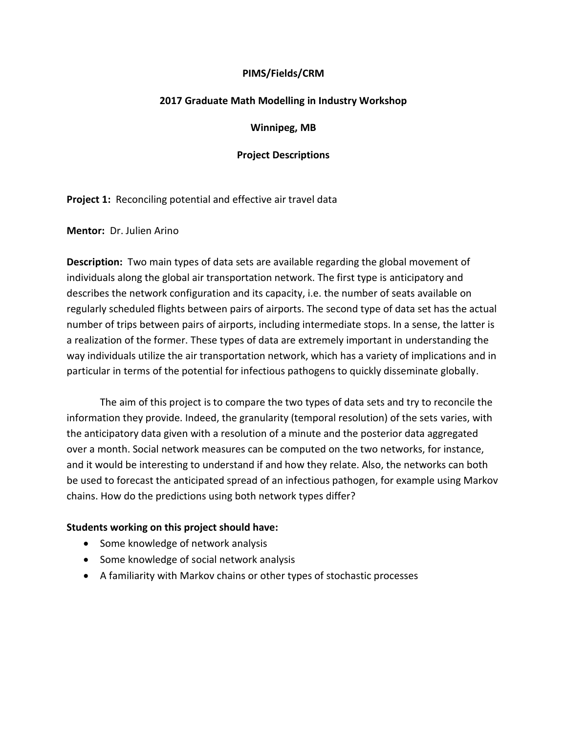# PIMS/Fields/CRM

## 2017 Graduate Math Modelling in Industry Workshop

### Winnipeg, MB

### Project Descriptions

**Project 1:** Reconciling potential and effective air travel data

**Mentor:** Dr. Julien Arino

**Description:** Two main types of data sets are available regarding the global movement of individuals along the global air transportation network. The first type is anticipatory and describes the network configuration and its capacity, i.e. the number of seats available on regularly scheduled flights between pairs of airports. The second type of data set has the actual number of trips between pairs of airports, including intermediate stops. In a sense, the latter is a realization of the former. These types of data are extremely important in understanding the way individuals utilize the air transportation network, which has a variety of implications and in particular in terms of the potential for infectious pathogens to quickly disseminate globally.

The aim of this project is to compare the two types of data sets and try to reconcile the information they provide. Indeed, the granularity (temporal resolution) of the sets varies, with the anticipatory data given with a resolution of a minute and the posterior data aggregated over a month. Social network measures can be computed on the two networks, for instance, and it would be interesting to understand if and how they relate. Also, the networks can both be used to forecast the anticipated spread of an infectious pathogen, for example using Markov chains. How do the predictions using both network types differ?

**Students working on this project should have:**

- Some knowledge of network analysis
- Some knowledge of social network analysis
- A familiarity with Markov chains or other types of stochastic processes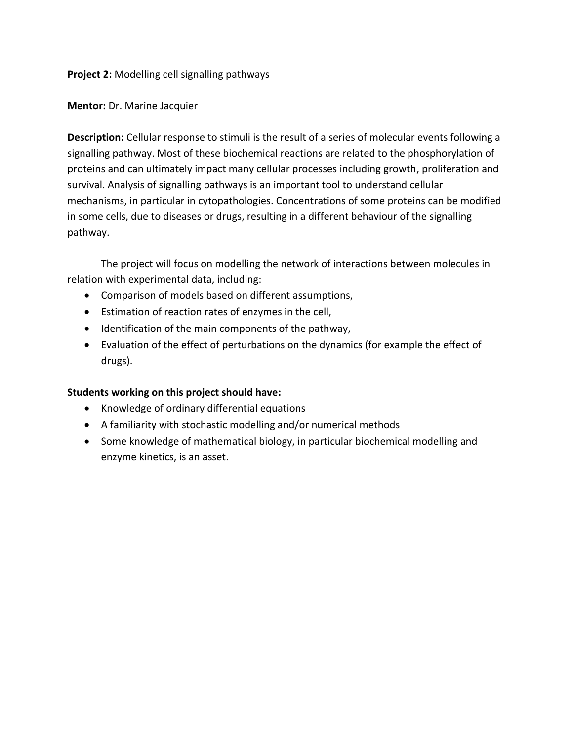**Project 2:** Modelling cell signalling pathways

**Mentor:** Dr. Marine Jacquier

**Description:** Cellular response to stimuli is the result of a series of molecular events following a signalling pathway. Most of these biochemical reactions are related to the phosphorylation of proteins and can ultimately impact many cellular processes including growth, proliferation and survival. Analysis of signalling pathways is an important tool to understand cellular mechanisms, in particular in cytopathologies. Concentrations of some proteins can be modified in some cells, due to diseases or drugs, resulting in a different behaviour of the signalling pathway.

The project will focus on modelling the network of interactions between molecules in relation with experimental data, including:

- Comparison of models based on different assumptions,
- Estimation of reaction rates of enzymes in the cell,
- Identification of the main components of the pathway,
- Evaluation of the effect of perturbations on the dynamics (for example the effect of drugs).

**Students working on this project should have:**

- Knowledge of ordinary differential equations
- A familiarity with stochastic modelling and/or numerical methods
- Some knowledge of mathematical biology, in particular biochemical modelling and enzyme kinetics, is an asset.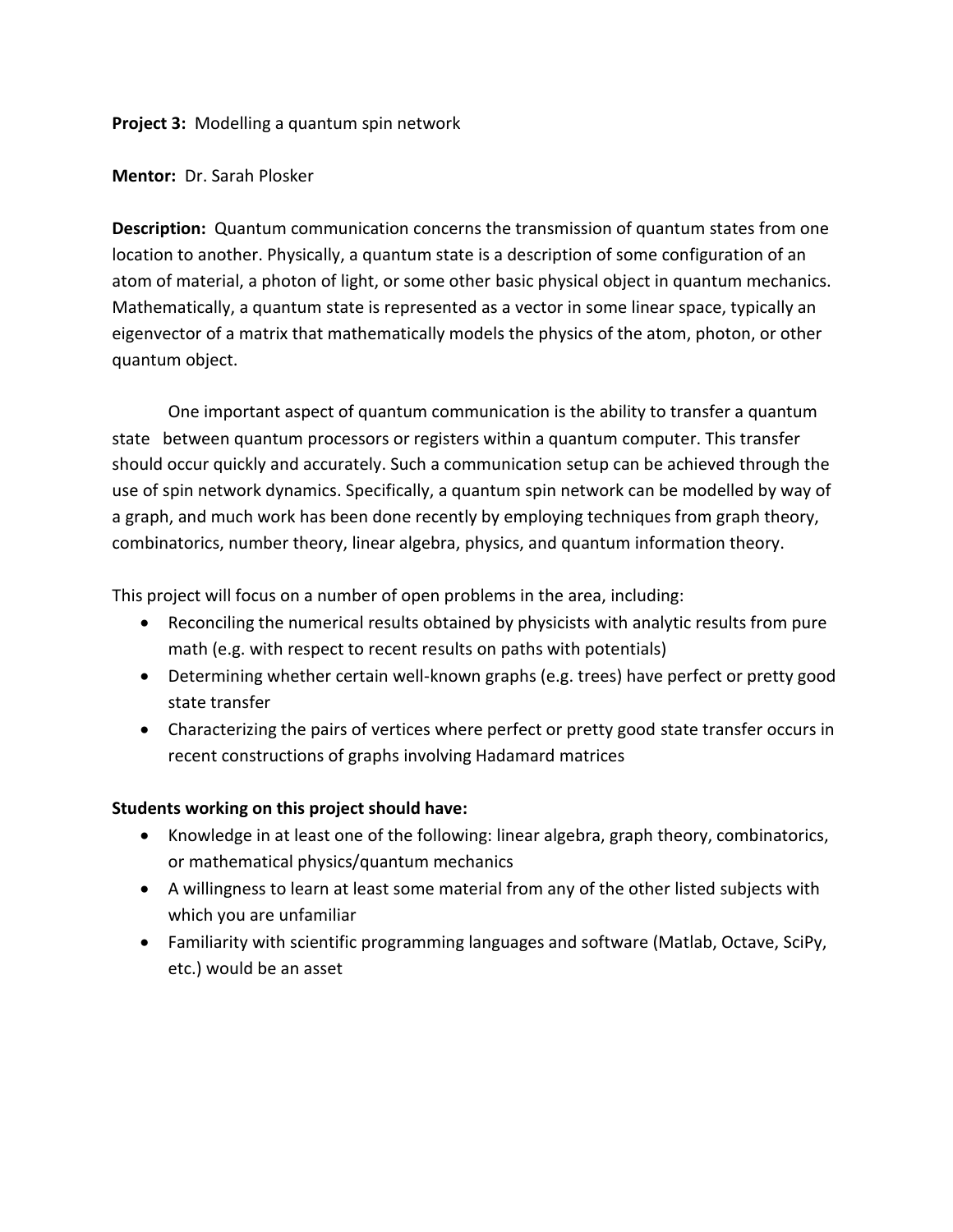**Project 3:** Modelling a quantum spin network

**Mentor:** Dr. Sarah Plosker

**Description:** Quantum communication concerns the transmission of quantum states from one location to another. Physically, a quantum state is a description of some configuration of an atom of material, a photon of light, or some other basic physical object in quantum mechanics. Mathematically, a quantum state is represented as a vector in some linear space, typically an eigenvector of a matrix that mathematically models the physics of the atom, photon, or other quantum object.

One important aspect of quantum communication is the ability to transfer a quantum state between quantum processors or registers within a quantum computer. This transfer should occur quickly and accurately. Such a communication setup can be achieved through the use of spin network dynamics. Specifically, a quantum spin network can be modelled by way of a graph, and much work has been done recently by employing techniques from graph theory, combinatorics, number theory, linear algebra, physics, and quantum information theory.

This project will focus on a number of open problems in the area, including:

- Reconciling the numerical results obtained by physicists with analytic results from pure math (e.g. with respect to recent results on paths with potentials)
- Determining whether certain well-known graphs (e.g. trees) have perfect or pretty good state transfer
- Characterizing the pairs of vertices where perfect or pretty good state transfer occurs in recent constructions of graphs involving Hadamard matrices

**Students working on this project should have:**

- Knowledge in at least one of the following: linear algebra, graph theory, combinatorics, or mathematical physics/quantum mechanics
- A willingness to learn at least some material from any of the other listed subjects with which you are unfamiliar
- Familiarity with scientific programming languages and software (Matlab, Octave, SciPy, etc.) would be an asset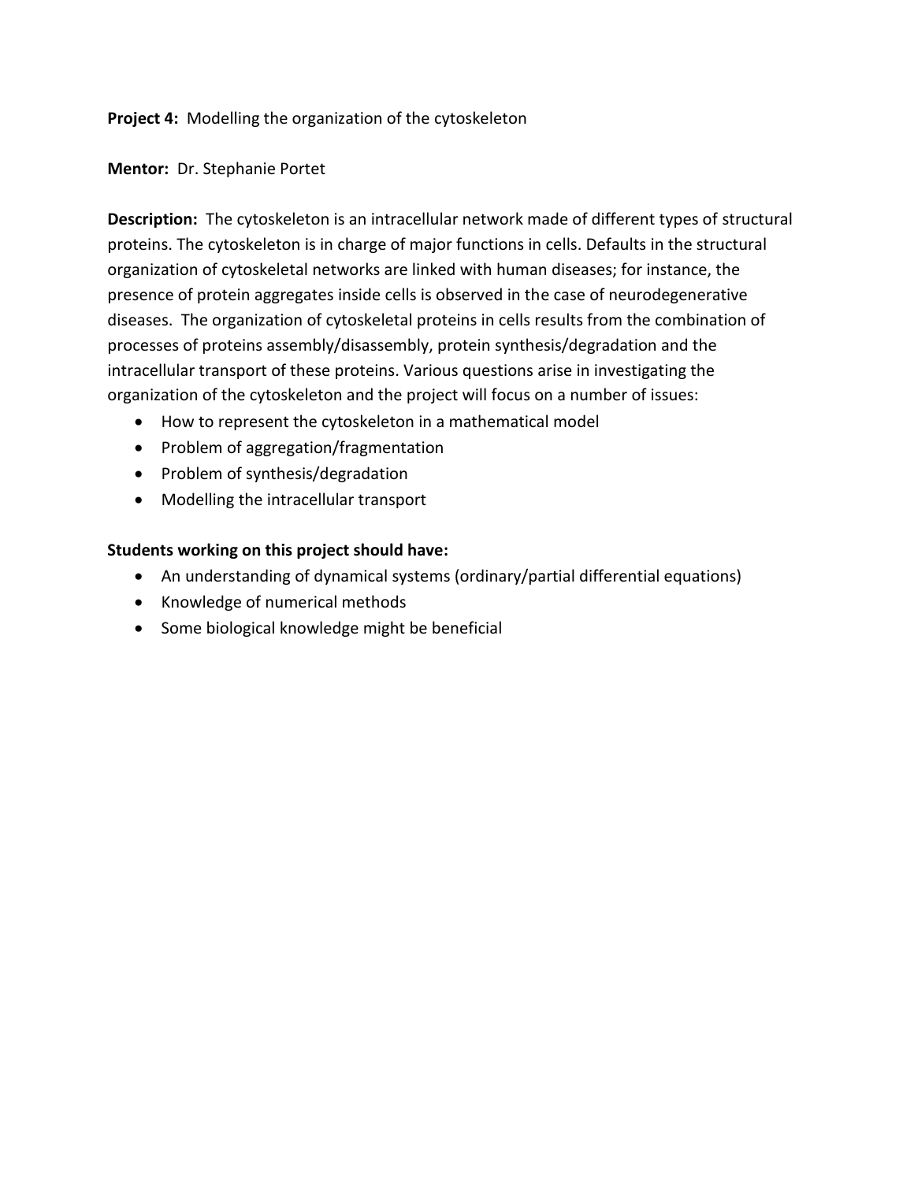**Project 4:** Modelling the organization of the cytoskeleton

**Mentor:** Dr. Stephanie Portet

**Description:** The cytoskeleton is an intracellular network made of different types of structural proteins. The cytoskeleton is in charge of major functions in cells. Defaults in the structural organization of cytoskeletal networks are linked with human diseases; for instance, the presence of protein aggregates inside cells is observed in the case of neurodegenerative diseases. The organization of cytoskeletal proteins in cells results from the combination of processes of proteins assembly/disassembly, protein synthesis/degradation and the intracellular transport of these proteins. Various questions arise in investigating the organization of the cytoskeleton and the project will focus on a number of issues:

- How to represent the cytoskeleton in a mathematical model
- Problem of aggregation/fragmentation
- Problem of synthesis/degradation
- Modelling the intracellular transport

**Students working on this project should have:**

- An understanding of dynamical systems (ordinary/partial differential equations)
- Knowledge of numerical methods
- Some biological knowledge might be beneficial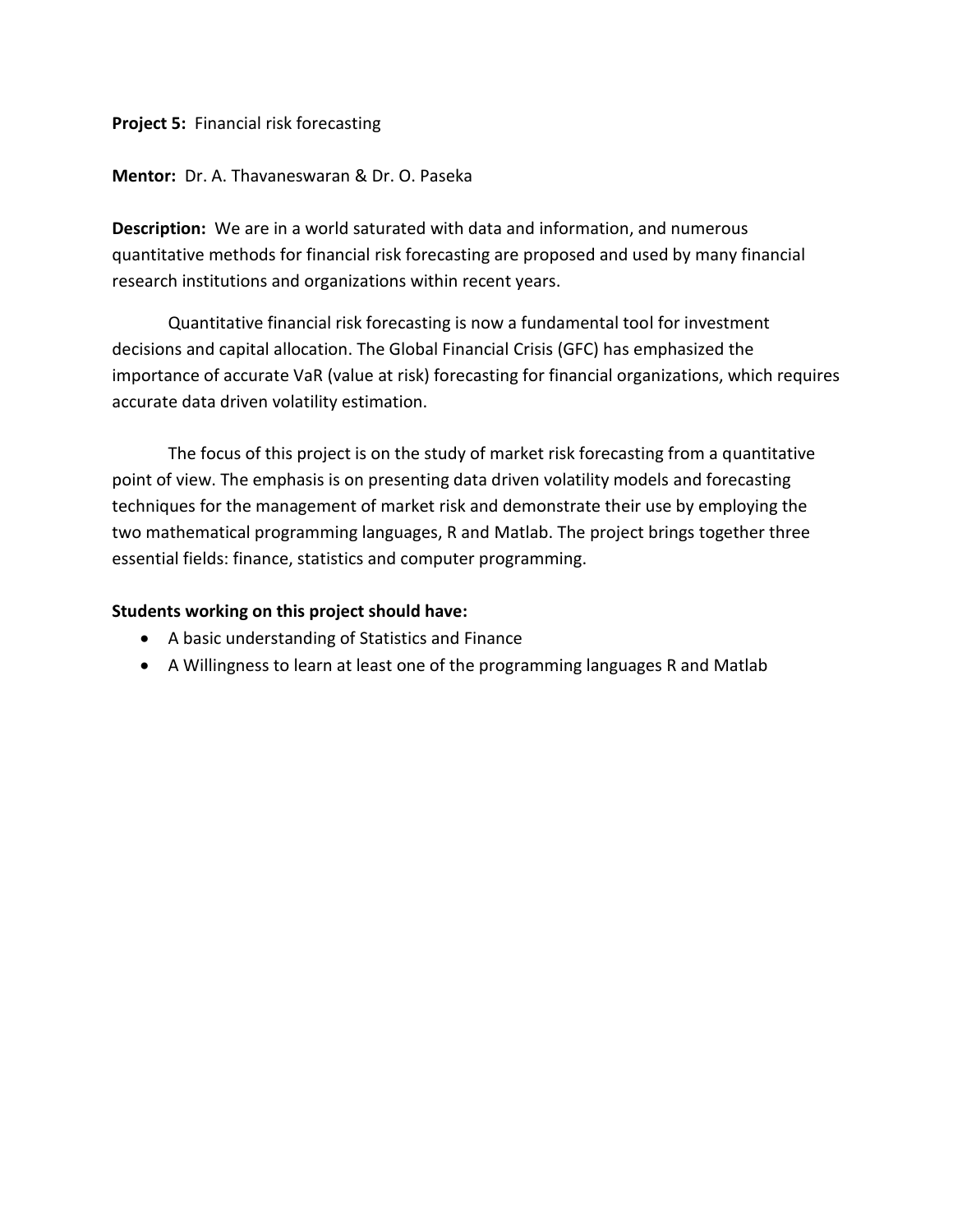**Project 5:** Financial risk forecasting

**Mentor:** Dr. A. Thavaneswaran & Dr. O. Paseka

**Description:** We are in a world saturated with data and information, and numerous quantitative methods for financial risk forecasting are proposed and used by many financial research institutions and organizations within recent years.

Quantitative financial risk forecasting is now a fundamental tool for investment decisions and capital allocation. The Global Financial Crisis (GFC) has emphasized the importance of accurate VaR (value at risk) forecasting for financial organizations, which requires accurate data driven volatility estimation.

The focus of this project is on the study of market risk forecasting from a quantitative point of view. The emphasis is on presenting data driven volatility models and forecasting techniques for the management of market risk and demonstrate their use by employing the two mathematical programming languages, R and Matlab. The project brings together three essential fields: finance, statistics and computer programming.

**Students working on this project should have:**

- A basic understanding of Statistics and Finance
- A Willingness to learn at least one of the programming languages R and Matlab